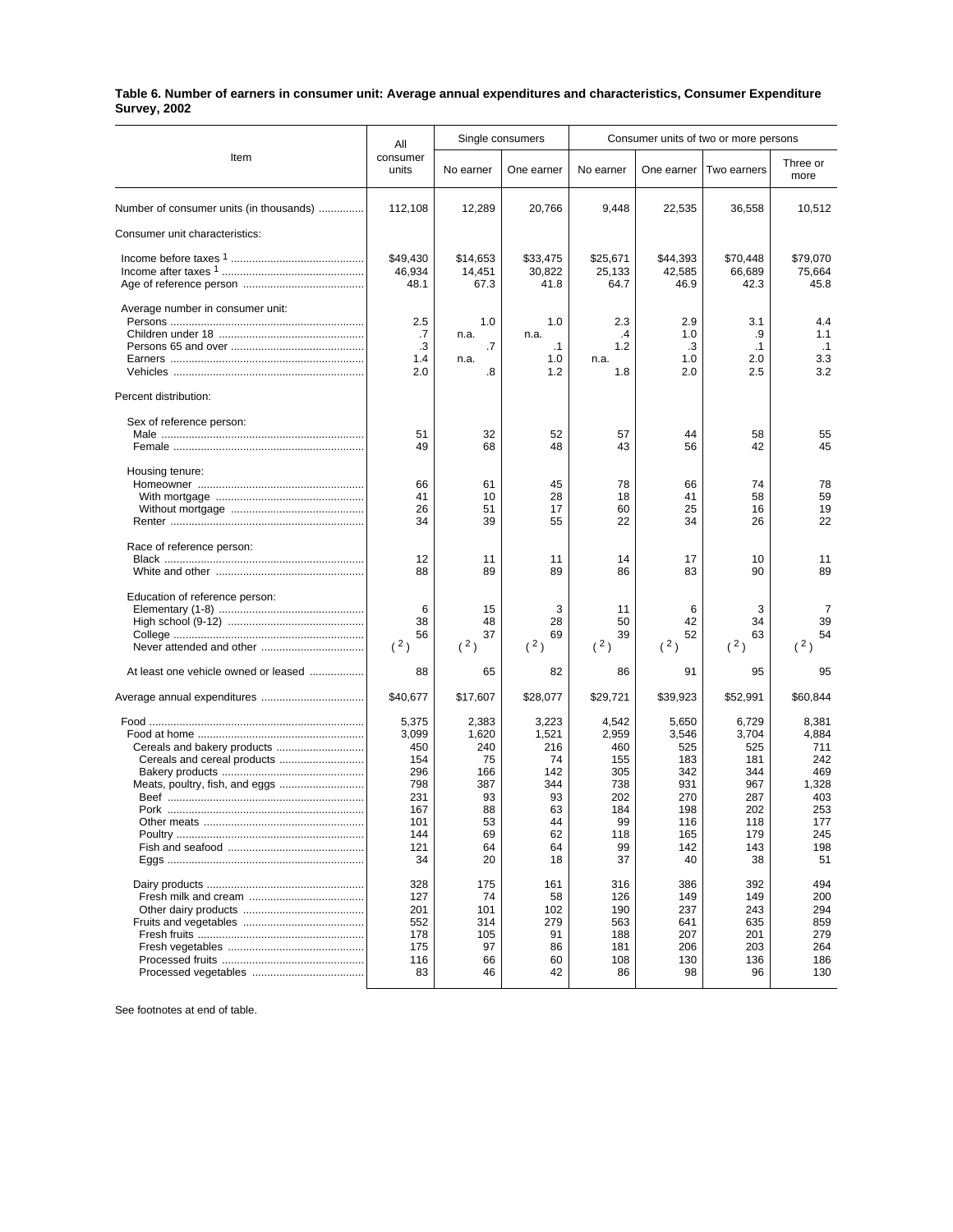**Table 6. Number of earners in consumer unit: Average annual expenditures and characteristics, Consumer Expenditure Survey, 2002**

| Item | All consumer units | Single consumers | | Consumer units of two or more persons | | | |
|---|---|---|---|---|---|---|---|
| | | No earner | One earner | No earner | One earner | Two earners | Three or more |
| Number of consumer units (in thousands) | 112,108 | 12,289 | 20,766 | 9,448 | 22,535 | 36,558 | 10,512 |
| Consumer unit characteristics: | | | | | | | |
| Income before taxes [1] | $49,430 | $14,653 | $33,475 | $25,671 | $44,393 | $70,448 | $79,070 |
| Income after taxes [1] | 46,934 | 14,451 | 30,822 | 25,133 | 42,585 | 66,689 | 75,664 |
| Age of reference person | 48.1 | 67.3 | 41.8 | 64.7 | 46.9 | 42.3 | 45.8 |
| Average number in consumer unit: | | | | | | | |
| Persons | 2.5 | 1.0 | 1.0 | 2.3 | 2.9 | 3.1 | 4.4 |
| Children under 18 | .7 | n.a. | n.a. | .4 | 1.0 | .9 | 1.1 |
| Persons 65 and over | .3 | .7 | .1 | 1.2 | .3 | .1 | .1 |
| Earners | 1.4 | n.a. | 1.0 | n.a. | 1.0 | 2.0 | 3.3 |
| Vehicles | 2.0 | .8 | 1.2 | 1.8 | 2.0 | 2.5 | 3.2 |
| Percent distribution: | | | | | | | |
| Sex of reference person: | | | | | | | |
| Male | 51 | 32 | 52 | 57 | 44 | 58 | 55 |
| Female | 49 | 68 | 48 | 43 | 56 | 42 | 45 |
| Housing tenure: | | | | | | | |
| Homeowner | 66 | 61 | 45 | 78 | 66 | 74 | 78 |
| With mortgage | 41 | 10 | 28 | 18 | 41 | 58 | 59 |
| Without mortgage | 26 | 51 | 17 | 60 | 25 | 16 | 19 |
| Renter | 34 | 39 | 55 | 22 | 34 | 26 | 22 |
| Race of reference person: | | | | | | | |
| Black | 12 | 11 | 11 | 14 | 17 | 10 | 11 |
| White and other | 88 | 89 | 89 | 86 | 83 | 90 | 89 |
| Education of reference person: | | | | | | | |
| Elementary (1-8) | 6 | 15 | 3 | 11 | 6 | 3 | 7 |
| High school (9-12) | 38 | 48 | 28 | 50 | 42 | 34 | 39 |
| College | 56 | 37 | 69 | 39 | 52 | 63 | 54 |
| Never attended and other | ([2]) | ([2]) | ([2]) | ([2]) | ([2]) | ([2]) | ([2]) |
| At least one vehicle owned or leased | 88 | 65 | 82 | 86 | 91 | 95 | 95 |
| Average annual expenditures | $40,677 | $17,607 | $28,077 | $29,721 | $39,923 | $52,991 | $60,844 |
| Food | 5,375 | 2,383 | 3,223 | 4,542 | 5,650 | 6,729 | 8,381 |
| Food at home | 3,099 | 1,620 | 1,521 | 2,959 | 3,546 | 3,704 | 4,884 |
| Cereals and bakery products | 450 | 240 | 216 | 460 | 525 | 525 | 711 |
| Cereals and cereal products | 154 | 75 | 74 | 155 | 183 | 181 | 242 |
| Bakery products | 296 | 166 | 142 | 305 | 342 | 344 | 469 |
| Meats, poultry, fish, and eggs | 798 | 387 | 344 | 738 | 931 | 967 | 1,328 |
| Beef | 231 | 93 | 93 | 202 | 270 | 287 | 403 |
| Pork | 167 | 88 | 63 | 184 | 198 | 202 | 253 |
| Other meats | 101 | 53 | 44 | 99 | 116 | 118 | 177 |
| Poultry | 144 | 69 | 62 | 118 | 165 | 179 | 245 |
| Fish and seafood | 121 | 64 | 64 | 99 | 142 | 143 | 198 |
| Eggs | 34 | 20 | 18 | 37 | 40 | 38 | 51 |
| Dairy products | 328 | 175 | 161 | 316 | 386 | 392 | 494 |
| Fresh milk and cream | 127 | 74 | 58 | 126 | 149 | 149 | 200 |
| Other dairy products | 201 | 101 | 102 | 190 | 237 | 243 | 294 |
| Fruits and vegetables | 552 | 314 | 279 | 563 | 641 | 635 | 859 |
| Fresh fruits | 178 | 105 | 91 | 188 | 207 | 201 | 279 |
| Fresh vegetables | 175 | 97 | 86 | 181 | 206 | 203 | 264 |
| Processed fruits | 116 | 66 | 60 | 108 | 130 | 136 | 186 |
| Processed vegetables | 83 | 46 | 42 | 86 | 98 | 96 | 130 |

See footnotes at end of table.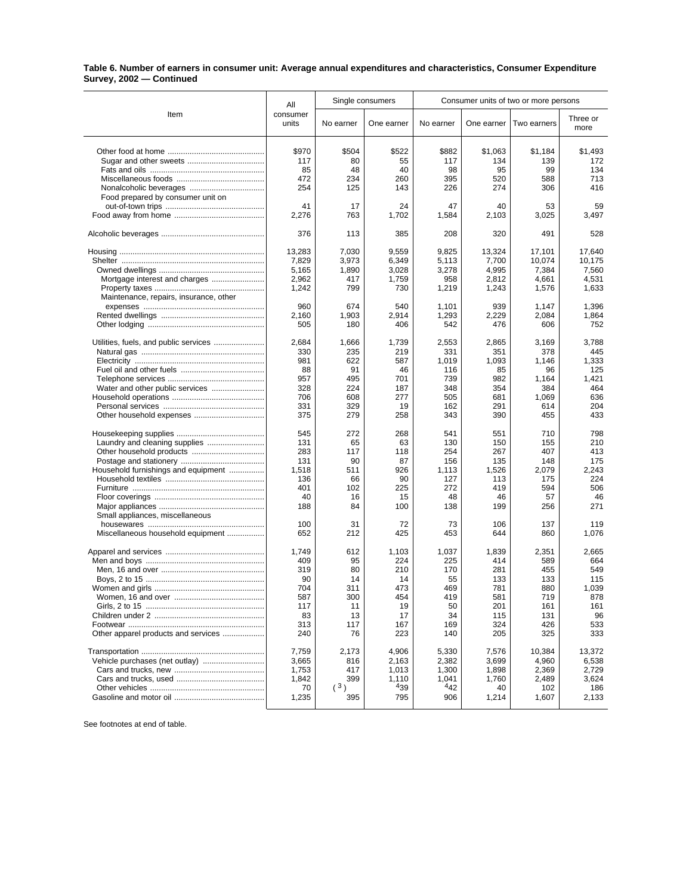**Table 6. Number of earners in consumer unit: Average annual expenditures and characteristics, Consumer Expenditure Survey, 2002 — Continued**

| Item | All consumer units | Single consumers | | Consumer units of two or more persons | | | |
|---|---|---|---|---|---|---|---|
| | | No earner | One earner | No earner | One earner | Two earners | Three or more |
| Other food at home | $970 | $504 | $522 | $882 | $1,063 | $1,184 | $1,493 |
| Sugar and other sweets | 117 | 80 | 55 | 117 | 134 | 139 | 172 |
| Fats and oils | 85 | 48 | 40 | 98 | 95 | 99 | 134 |
| Miscellaneous foods | 472 | 234 | 260 | 395 | 520 | 588 | 713 |
| Nonalcoholic beverages | 254 | 125 | 143 | 226 | 274 | 306 | 416 |
| Food prepared by consumer unit on out-of-town trips | 41 | 17 | 24 | 47 | 40 | 53 | 59 |
| Food away from home | 2,276 | 763 | 1,702 | 1,584 | 2,103 | 3,025 | 3,497 |
| Alcoholic beverages | 376 | 113 | 385 | 208 | 320 | 491 | 528 |
| Housing | 13,283 | 7,030 | 9,559 | 9,825 | 13,324 | 17,101 | 17,640 |
| Shelter | 7,829 | 3,973 | 6,349 | 5,113 | 7,700 | 10,074 | 10,175 |
| Owned dwellings | 5,165 | 1,890 | 3,028 | 3,278 | 4,995 | 7,384 | 7,560 |
| Mortgage interest and charges | 2,962 | 417 | 1,759 | 958 | 2,812 | 4,661 | 4,531 |
| Property taxes | 1,242 | 799 | 730 | 1,219 | 1,243 | 1,576 | 1,633 |
| Maintenance, repairs, insurance, other expenses | 960 | 674 | 540 | 1,101 | 939 | 1,147 | 1,396 |
| Rented dwellings | 2,160 | 1,903 | 2,914 | 1,293 | 2,229 | 2,084 | 1,864 |
| Other lodging | 505 | 180 | 406 | 542 | 476 | 606 | 752 |
| Utilities, fuels, and public services | 2,684 | 1,666 | 1,739 | 2,553 | 2,865 | 3,169 | 3,788 |
| Natural gas | 330 | 235 | 219 | 331 | 351 | 378 | 445 |
| Electricity | 981 | 622 | 587 | 1,019 | 1,093 | 1,146 | 1,333 |
| Fuel oil and other fuels | 88 | 91 | 46 | 116 | 85 | 96 | 125 |
| Telephone services | 957 | 495 | 701 | 739 | 982 | 1,164 | 1,421 |
| Water and other public services | 328 | 224 | 187 | 348 | 354 | 384 | 464 |
| Household operations | 706 | 608 | 277 | 505 | 681 | 1,069 | 636 |
| Personal services | 331 | 329 | 19 | 162 | 291 | 614 | 204 |
| Other household expenses | 375 | 279 | 258 | 343 | 390 | 455 | 433 |
| Housekeeping supplies | 545 | 272 | 268 | 541 | 551 | 710 | 798 |
| Laundry and cleaning supplies | 131 | 65 | 63 | 130 | 150 | 155 | 210 |
| Other household products | 283 | 117 | 118 | 254 | 267 | 407 | 413 |
| Postage and stationery | 131 | 90 | 87 | 156 | 135 | 148 | 175 |
| Household furnishings and equipment | 1,518 | 511 | 926 | 1,113 | 1,526 | 2,079 | 2,243 |
| Household textiles | 136 | 66 | 90 | 127 | 113 | 175 | 224 |
| Furniture | 401 | 102 | 225 | 272 | 419 | 594 | 506 |
| Floor coverings | 40 | 16 | 15 | 48 | 46 | 57 | 46 |
| Major appliances | 188 | 84 | 100 | 138 | 199 | 256 | 271 |
| Small appliances, miscellaneous housewares | 100 | 31 | 72 | 73 | 106 | 137 | 119 |
| Miscellaneous household equipment | 652 | 212 | 425 | 453 | 644 | 860 | 1,076 |
| Apparel and services | 1,749 | 612 | 1,103 | 1,037 | 1,839 | 2,351 | 2,665 |
| Men and boys | 409 | 95 | 224 | 225 | 414 | 589 | 664 |
| Men, 16 and over | 319 | 80 | 210 | 170 | 281 | 455 | 549 |
| Boys, 2 to 15 | 90 | 14 | 14 | 55 | 133 | 133 | 115 |
| Women and girls | 704 | 311 | 473 | 469 | 781 | 880 | 1,039 |
| Women, 16 and over | 587 | 300 | 454 | 419 | 581 | 719 | 878 |
| Girls, 2 to 15 | 117 | 11 | 19 | 50 | 201 | 161 | 161 |
| Children under 2 | 83 | 13 | 17 | 34 | 115 | 131 | 96 |
| Footwear | 313 | 117 | 167 | 169 | 324 | 426 | 533 |
| Other apparel products and services | 240 | 76 | 223 | 140 | 205 | 325 | 333 |
| Transportation | 7,759 | 2,173 | 4,906 | 5,330 | 7,576 | 10,384 | 13,372 |
| Vehicle purchases (net outlay) | 3,665 | 816 | 2,163 | 2,382 | 3,699 | 4,960 | 6,538 |
| Cars and trucks, new | 1,753 | 417 | 1,013 | 1,300 | 1,898 | 2,369 | 2,729 |
| Cars and trucks, used | 1,842 | 399 | 1,110 | 1,041 | 1,760 | 2,489 | 3,624 |
| Other vehicles | 70 | (3) | [4]39 | [4]42 | 40 | 102 | 186 |
| Gasoline and motor oil | 1,235 | 395 | 795 | 906 | 1,214 | 1,607 | 2,133 |

See footnotes at end of table.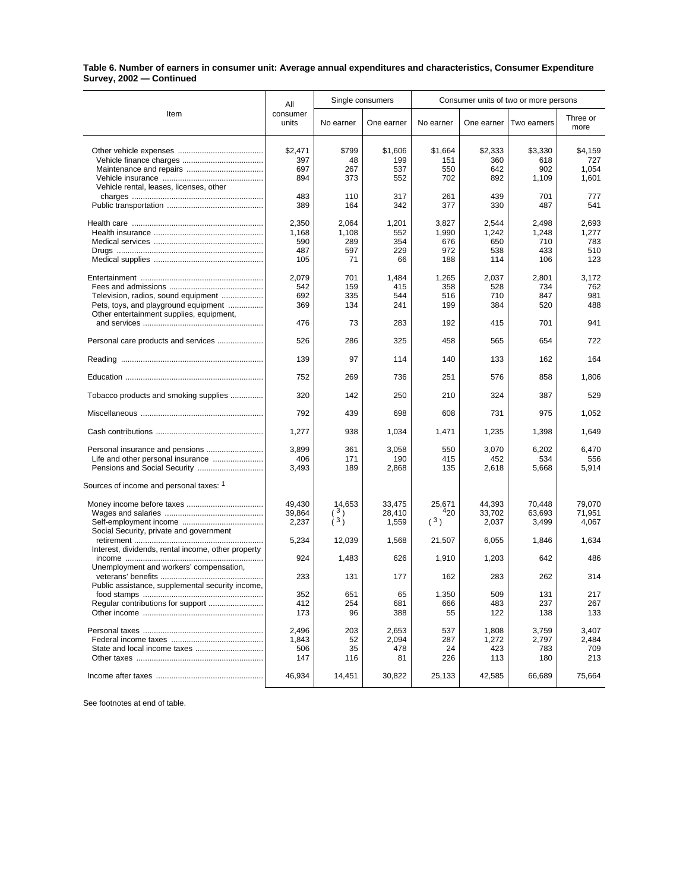**Table 6. Number of earners in consumer unit: Average annual expenditures and characteristics, Consumer Expenditure Survey, 2002 — Continued**

| Item | All consumer units | Single consumers | | Consumer units of two or more persons | | | |
|---|---|---|---|---|---|---|---|
| | | No earner | One earner | No earner | One earner | Two earners | Three or more |
| Other vehicle expenses | $2,471 | $799 | $1,606 | $1,664 | $2,333 | $3,330 | $4,159 |
| Vehicle finance charges | 397 | 48 | 199 | 151 | 360 | 618 | 727 |
| Maintenance and repairs | 697 | 267 | 537 | 550 | 642 | 902 | 1,054 |
| Vehicle insurance | 894 | 373 | 552 | 702 | 892 | 1,109 | 1,601 |
| Vehicle rental, leases, licenses, other charges | 483 | 110 | 317 | 261 | 439 | 701 | 777 |
| Public transportation | 389 | 164 | 342 | 377 | 330 | 487 | 541 |
| Health care | 2,350 | 2,064 | 1,201 | 3,827 | 2,544 | 2,498 | 2,693 |
| Health insurance | 1,168 | 1,108 | 552 | 1,990 | 1,242 | 1,248 | 1,277 |
| Medical services | 590 | 289 | 354 | 676 | 650 | 710 | 783 |
| Drugs | 487 | 597 | 229 | 972 | 538 | 433 | 510 |
| Medical supplies | 105 | 71 | 66 | 188 | 114 | 106 | 123 |
| Entertainment | 2,079 | 701 | 1,484 | 1,265 | 2,037 | 2,801 | 3,172 |
| Fees and admissions | 542 | 159 | 415 | 358 | 528 | 734 | 762 |
| Television, radios, sound equipment | 692 | 335 | 544 | 516 | 710 | 847 | 981 |
| Pets, toys, and playground equipment | 369 | 134 | 241 | 199 | 384 | 520 | 488 |
| Other entertainment supplies, equipment, and services | 476 | 73 | 283 | 192 | 415 | 701 | 941 |
| Personal care products and services | 526 | 286 | 325 | 458 | 565 | 654 | 722 |
| Reading | 139 | 97 | 114 | 140 | 133 | 162 | 164 |
| Education | 752 | 269 | 736 | 251 | 576 | 858 | 1,806 |
| Tobacco products and smoking supplies | 320 | 142 | 250 | 210 | 324 | 387 | 529 |
| Miscellaneous | 792 | 439 | 698 | 608 | 731 | 975 | 1,052 |
| Cash contributions | 1,277 | 938 | 1,034 | 1,471 | 1,235 | 1,398 | 1,649 |
| Personal insurance and pensions | 3,899 | 361 | 3,058 | 550 | 3,070 | 6,202 | 6,470 |
| Life and other personal insurance | 406 | 171 | 190 | 415 | 452 | 534 | 556 |
| Pensions and Social Security | 3,493 | 189 | 2,868 | 135 | 2,618 | 5,668 | 5,914 |
| Sources of income and personal taxes: [1] | | | | | | | |
| Money income before taxes | 49,430 | 14,653 | 33,475 | 25,671 | 44,393 | 70,448 | 79,070 |
| Wages and salaries | 39,864 | ([3]) | 28,410 | [4]20 | 33,702 | 63,693 | 71,951 |
| Self-employment income | 2,237 | ([3]) | 1,559 | ([3]) | 2,037 | 3,499 | 4,067 |
| Social Security, private and government retirement | 5,234 | 12,039 | 1,568 | 21,507 | 6,055 | 1,846 | 1,634 |
| Interest, dividends, rental income, other property income | 924 | 1,483 | 626 | 1,910 | 1,203 | 642 | 486 |
| Unemployment and workers' compensation, veterans' benefits | 233 | 131 | 177 | 162 | 283 | 262 | 314 |
| Public assistance, supplemental security income, food stamps | 352 | 651 | 65 | 1,350 | 509 | 131 | 217 |
| Regular contributions for support | 412 | 254 | 681 | 666 | 483 | 237 | 267 |
| Other income | 173 | 96 | 388 | 55 | 122 | 138 | 133 |
| Personal taxes | 2,496 | 203 | 2,653 | 537 | 1,808 | 3,759 | 3,407 |
| Federal income taxes | 1,843 | 52 | 2,094 | 287 | 1,272 | 2,797 | 2,484 |
| State and local income taxes | 506 | 35 | 478 | 24 | 423 | 783 | 709 |
| Other taxes | 147 | 116 | 81 | 226 | 113 | 180 | 213 |
| Income after taxes | 46,934 | 14,451 | 30,822 | 25,133 | 42,585 | 66,689 | 75,664 |

See footnotes at end of table.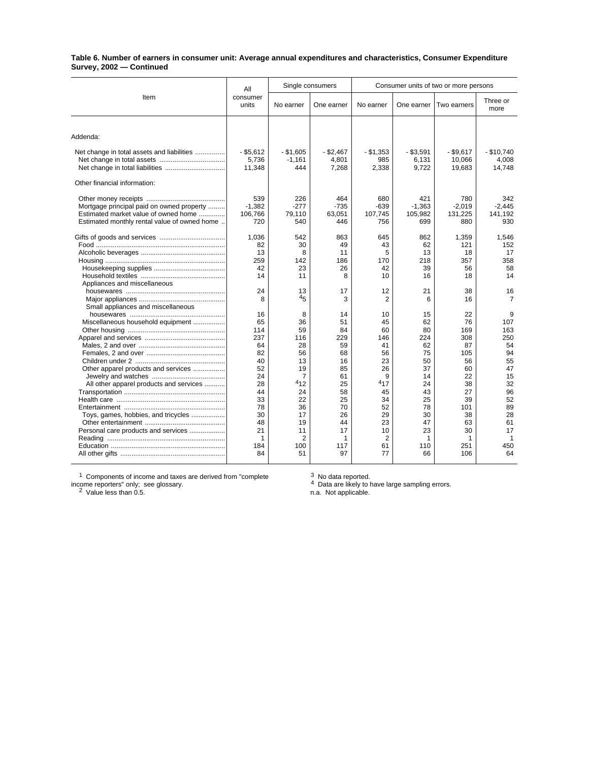**Table 6. Number of earners in consumer unit: Average annual expenditures and characteristics, Consumer Expenditure Survey, 2002 — Continued**

| Item | All consumer units | Single consumers | | Consumer units of two or more persons | | | |
|---|---|---|---|---|---|---|---|
| | | No earner | One earner | No earner | One earner | Two earners | Three or more |
| Addenda: | | | | | | | |
| Net change in total assets and liabilities | - $5,612 | - $1,605 | - $2,467 | - $1,353 | - $3,591 | - $9,617 | - $10,740 |
| Net change in total assets | 5,736 | -1,161 | 4,801 | 985 | 6,131 | 10,066 | 4,008 |
| Net change in total liabilities | 11,348 | 444 | 7,268 | 2,338 | 9,722 | 19,683 | 14,748 |
| Other financial information: | | | | | | | |
| Other money receipts | 539 | 226 | 464 | 680 | 421 | 780 | 342 |
| Mortgage principal paid on owned property | -1,382 | -277 | -735 | -639 | -1,363 | -2,019 | -2,445 |
| Estimated market value of owned home | 106,766 | 79,110 | 63,051 | 107,745 | 105,982 | 131,225 | 141,192 |
| Estimated monthly rental value of owned home | 720 | 540 | 446 | 756 | 699 | 880 | 930 |
| Gifts of goods and services | 1,036 | 542 | 863 | 645 | 862 | 1,359 | 1,546 |
| Food | 82 | 30 | 49 | 43 | 62 | 121 | 152 |
| Alcoholic beverages | 13 | 8 | 11 | 5 | 13 | 18 | 17 |
| Housing | 259 | 142 | 186 | 170 | 218 | 357 | 358 |
| Housekeeping supplies | 42 | 23 | 26 | 42 | 39 | 56 | 58 |
| Household textiles | 14 | 11 | 8 | 10 | 16 | 18 | 14 |
| Appliances and miscellaneous housewares | 24 | 13 | 17 | 12 | 21 | 38 | 16 |
| Major appliances | 8 | [4]5 | 3 | 2 | 6 | 16 | 7 |
| Small appliances and miscellaneous housewares | 16 | 8 | 14 | 10 | 15 | 22 | 9 |
| Miscellaneous household equipment | 65 | 36 | 51 | 45 | 62 | 76 | 107 |
| Other housing | 114 | 59 | 84 | 60 | 80 | 169 | 163 |
| Apparel and services | 237 | 116 | 229 | 146 | 224 | 308 | 250 |
| Males, 2 and over | 64 | 28 | 59 | 41 | 62 | 87 | 54 |
| Females, 2 and over | 82 | 56 | 68 | 56 | 75 | 105 | 94 |
| Children under 2 | 40 | 13 | 16 | 23 | 50 | 56 | 55 |
| Other apparel products and services | 52 | 19 | 85 | 26 | 37 | 60 | 47 |
| Jewelry and watches | 24 | 7 | 61 | 9 | 14 | 22 | 15 |
| All other apparel products and services | 28 | [4]12 | 25 | [4]17 | 24 | 38 | 32 |
| Transportation | 44 | 24 | 58 | 45 | 43 | 27 | 96 |
| Health care | 33 | 22 | 25 | 34 | 25 | 39 | 52 |
| Entertainment | 78 | 36 | 70 | 52 | 78 | 101 | 89 |
| Toys, games, hobbies, and tricycles | 30 | 17 | 26 | 29 | 30 | 38 | 28 |
| Other entertainment | 48 | 19 | 44 | 23 | 47 | 63 | 61 |
| Personal care products and services | 21 | 11 | 17 | 10 | 23 | 30 | 17 |
| Reading | 1 | 2 | 1 | 2 | 1 | 1 | 1 |
| Education | 184 | 100 | 117 | 61 | 110 | 251 | 450 |
| All other gifts | 84 | 51 | 97 | 77 | 66 | 106 | 64 |

[1] Components of income and taxes are derived from "complete income reporters" only; see glossary.
[2] Value less than 0.5.
[3] No data reported.
[4] Data are likely to have large sampling errors.
n.a. Not applicable.